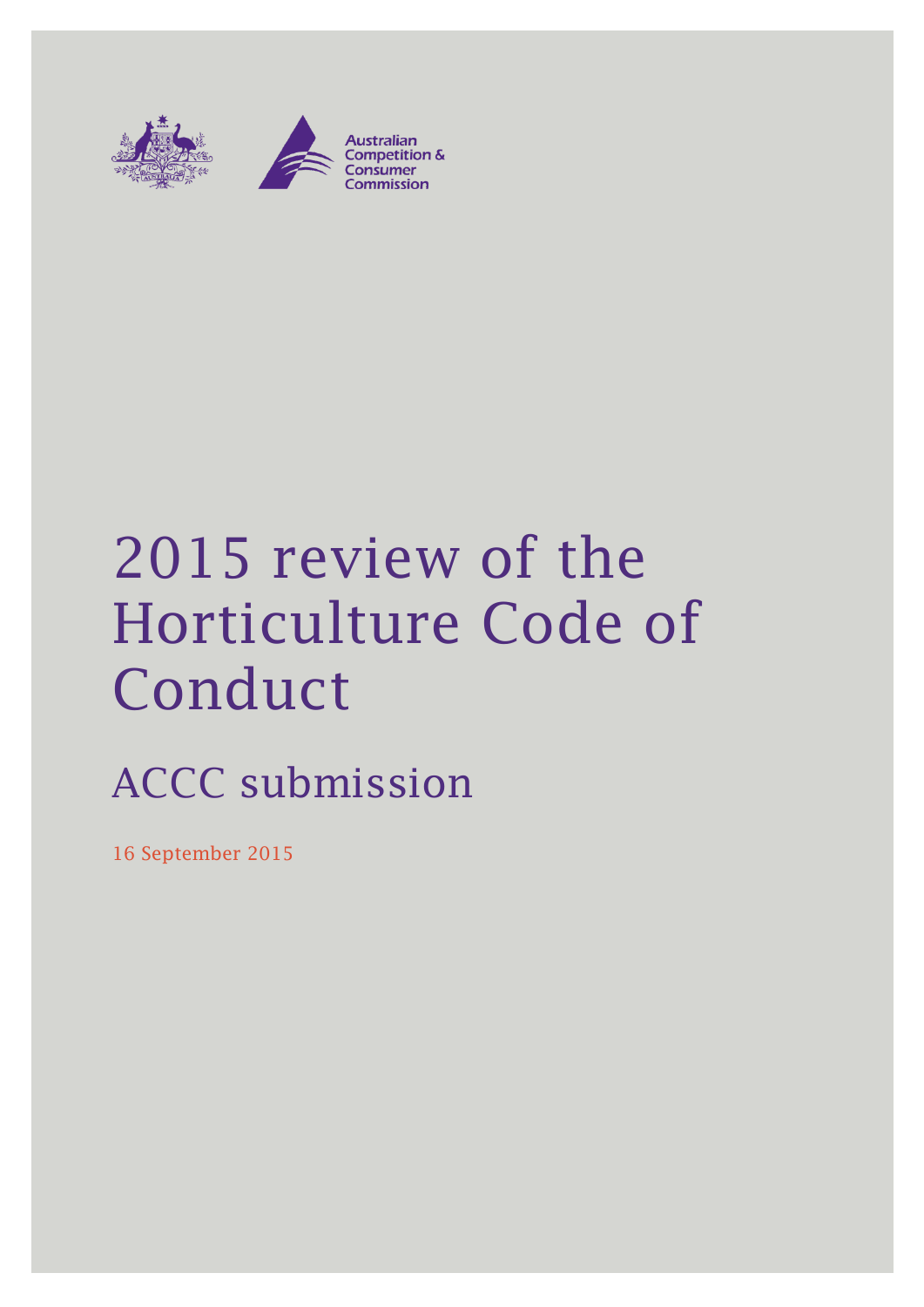Australian Competition & Consumer Commission

# 2015 review of the Horticulture Code of Conduct

## ACCC submission

16 September 2015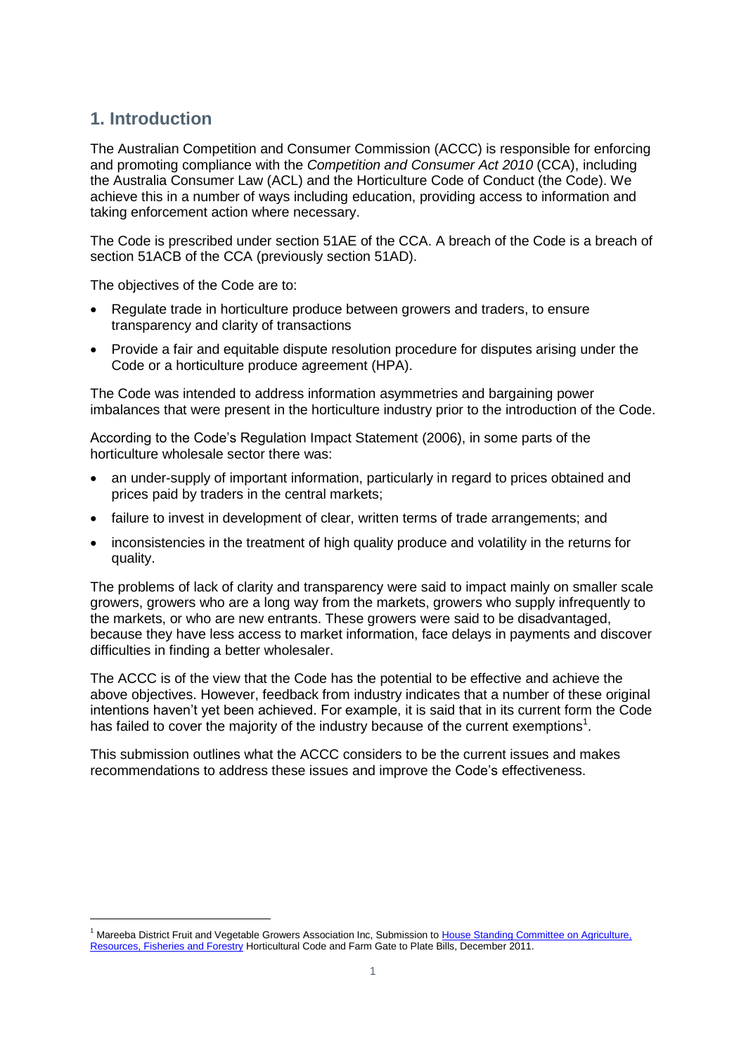## 1. Introduction

The Australian Competition and Consumer Commission (ACCC) is responsible for enforcing and promoting compliance with the *Competition and Consumer Act 2010* (CCA), including the Australia Consumer Law (ACL) and the Horticulture Code of Conduct (the Code). We achieve this in a number of ways including education, providing access to information and taking enforcement action where necessary.

The Code is prescribed under section 51AE of the CCA. A breach of the Code is a breach of section 51ACB of the CCA (previously section 51AD).

The objectives of the Code are to:

- Regulate trade in horticulture produce between growers and traders, to ensure transparency and clarity of transactions
- Provide a fair and equitable dispute resolution procedure for disputes arising under the Code or a horticulture produce agreement (HPA).

The Code was intended to address information asymmetries and bargaining power imbalances that were present in the horticulture industry prior to the introduction of the Code.

According to the Code's Regulation Impact Statement (2006), in some parts of the horticulture wholesale sector there was:

- an under-supply of important information, particularly in regard to prices obtained and prices paid by traders in the central markets;
- failure to invest in development of clear, written terms of trade arrangements; and
- inconsistencies in the treatment of high quality produce and volatility in the returns for quality.

The problems of lack of clarity and transparency were said to impact mainly on smaller scale growers, growers who are a long way from the markets, growers who supply infrequently to the markets, or who are new entrants. These growers were said to be disadvantaged, because they have less access to market information, face delays in payments and discover difficulties in finding a better wholesaler.

The ACCC is of the view that the Code has the potential to be effective and achieve the above objectives. However, feedback from industry indicates that a number of these original intentions haven't yet been achieved. For example, it is said that in its current form the Code has failed to cover the majority of the industry because of the current exemptions[1].

This submission outlines what the ACCC considers to be the current issues and makes recommendations to address these issues and improve the Code's effectiveness.

[1] Mareeba District Fruit and Vegetable Growers Association Inc, Submission to House Standing Committee on Agriculture, Resources, Fisheries and Forestry Horticultural Code and Farm Gate to Plate Bills, December 2011.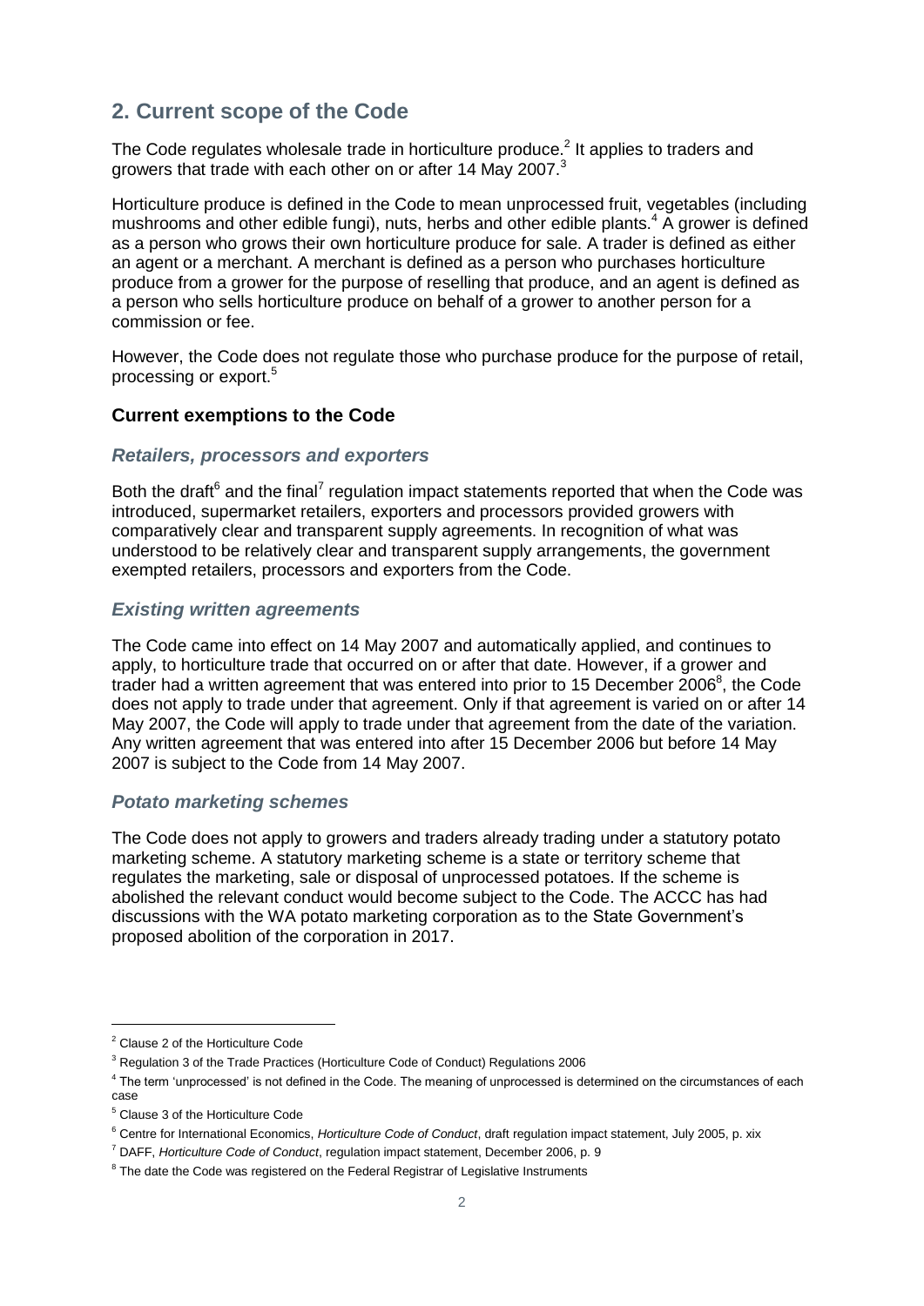## 2. Current scope of the Code

The Code regulates wholesale trade in horticulture produce.[2] It applies to traders and growers that trade with each other on or after 14 May 2007.[3]

Horticulture produce is defined in the Code to mean unprocessed fruit, vegetables (including mushrooms and other edible fungi), nuts, herbs and other edible plants.[4] A grower is defined as a person who grows their own horticulture produce for sale. A trader is defined as either an agent or a merchant. A merchant is defined as a person who purchases horticulture produce from a grower for the purpose of reselling that produce, and an agent is defined as a person who sells horticulture produce on behalf of a grower to another person for a commission or fee.

However, the Code does not regulate those who purchase produce for the purpose of retail, processing or export.[5]

### Current exemptions to the Code

#### *Retailers, processors and exporters*

Both the draft[6] and the final[7] regulation impact statements reported that when the Code was introduced, supermarket retailers, exporters and processors provided growers with comparatively clear and transparent supply agreements. In recognition of what was understood to be relatively clear and transparent supply arrangements, the government exempted retailers, processors and exporters from the Code.

#### *Existing written agreements*

The Code came into effect on 14 May 2007 and automatically applied, and continues to apply, to horticulture trade that occurred on or after that date. However, if a grower and trader had a written agreement that was entered into prior to 15 December 2006[8], the Code does not apply to trade under that agreement. Only if that agreement is varied on or after 14 May 2007, the Code will apply to trade under that agreement from the date of the variation. Any written agreement that was entered into after 15 December 2006 but before 14 May 2007 is subject to the Code from 14 May 2007.

#### *Potato marketing schemes*

The Code does not apply to growers and traders already trading under a statutory potato marketing scheme. A statutory marketing scheme is a state or territory scheme that regulates the marketing, sale or disposal of unprocessed potatoes. If the scheme is abolished the relevant conduct would become subject to the Code. The ACCC has had discussions with the WA potato marketing corporation as to the State Government's proposed abolition of the corporation in 2017.

---

[2] Clause 2 of the Horticulture Code

[3] Regulation 3 of the Trade Practices (Horticulture Code of Conduct) Regulations 2006

[4] The term 'unprocessed' is not defined in the Code. The meaning of unprocessed is determined on the circumstances of each case

[5] Clause 3 of the Horticulture Code

[6] Centre for International Economics, *Horticulture Code of Conduct*, draft regulation impact statement, July 2005, p. xix

[7] DAFF, *Horticulture Code of Conduct*, regulation impact statement, December 2006, p. 9

[8] The date the Code was registered on the Federal Registrar of Legislative Instruments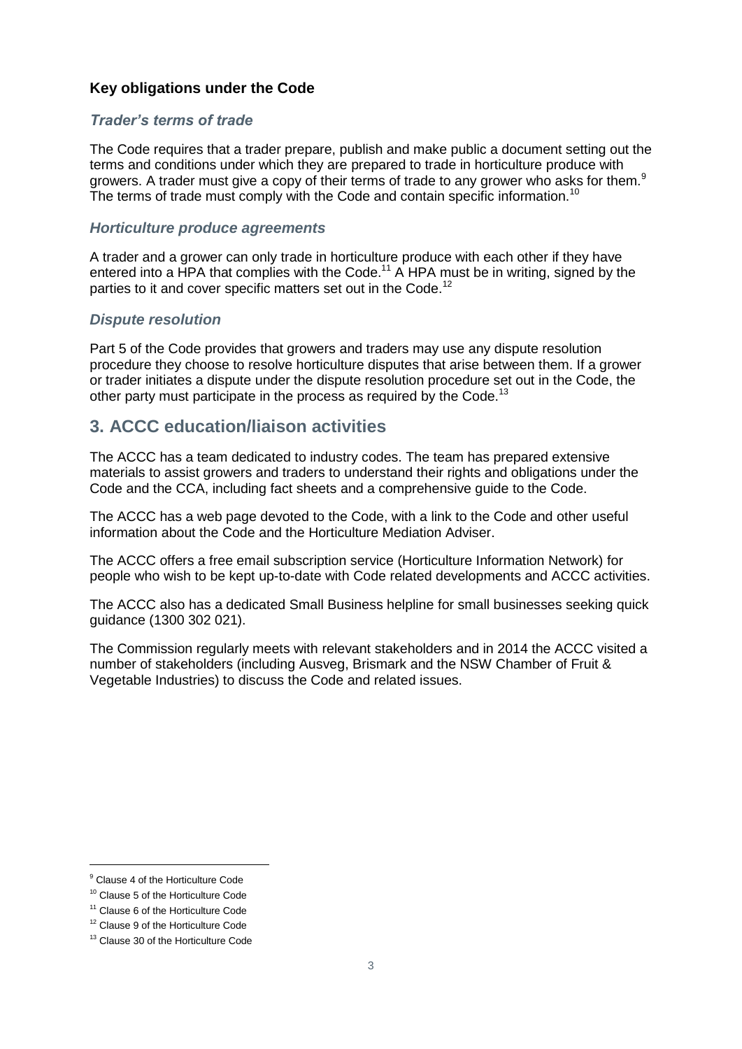### Key obligations under the Code

#### *Trader's terms of trade*

The Code requires that a trader prepare, publish and make public a document setting out the terms and conditions under which they are prepared to trade in horticulture produce with growers. A trader must give a copy of their terms of trade to any grower who asks for them.[9] The terms of trade must comply with the Code and contain specific information.[10]

#### *Horticulture produce agreements*

A trader and a grower can only trade in horticulture produce with each other if they have entered into a HPA that complies with the Code.[11] A HPA must be in writing, signed by the parties to it and cover specific matters set out in the Code.[12]

#### *Dispute resolution*

Part 5 of the Code provides that growers and traders may use any dispute resolution procedure they choose to resolve horticulture disputes that arise between them. If a grower or trader initiates a dispute under the dispute resolution procedure set out in the Code, the other party must participate in the process as required by the Code.[13]

## 3. ACCC education/liaison activities

The ACCC has a team dedicated to industry codes. The team has prepared extensive materials to assist growers and traders to understand their rights and obligations under the Code and the CCA, including fact sheets and a comprehensive guide to the Code.

The ACCC has a web page devoted to the Code, with a link to the Code and other useful information about the Code and the Horticulture Mediation Adviser.

The ACCC offers a free email subscription service (Horticulture Information Network) for people who wish to be kept up-to-date with Code related developments and ACCC activities.

The ACCC also has a dedicated Small Business helpline for small businesses seeking quick guidance (1300 302 021).

The Commission regularly meets with relevant stakeholders and in 2014 the ACCC visited a number of stakeholders (including Ausveg, Brismark and the NSW Chamber of Fruit & Vegetable Industries) to discuss the Code and related issues.

---

[9] Clause 4 of the Horticulture Code

[10] Clause 5 of the Horticulture Code

[11] Clause 6 of the Horticulture Code

[12] Clause 9 of the Horticulture Code

[13] Clause 30 of the Horticulture Code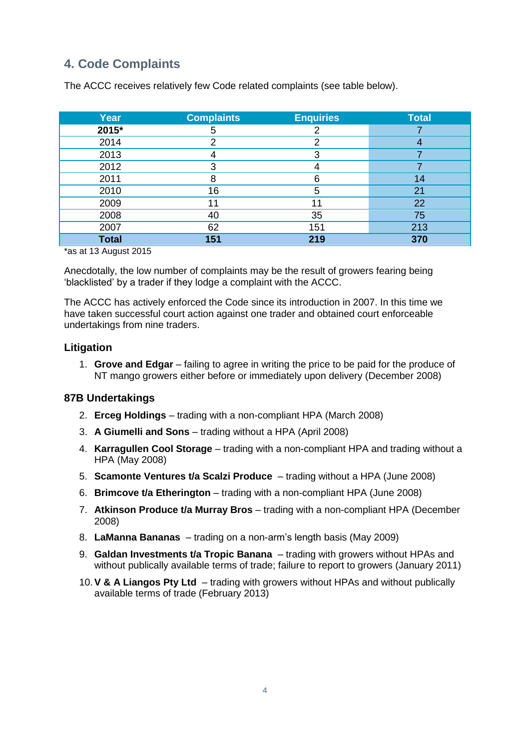## 4. Code Complaints

The ACCC receives relatively few Code related complaints (see table below).

| Year | Complaints | Enquiries | Total |
|---|---|---|---|
| **2015*** | 5 | 2 | 7 |
| 2014 | 2 | 2 | 4 |
| 2013 | 4 | 3 | 7 |
| 2012 | 3 | 4 | 7 |
| 2011 | 8 | 6 | 14 |
| 2010 | 16 | 5 | 21 |
| 2009 | 11 | 11 | 22 |
| 2008 | 40 | 35 | 75 |
| 2007 | 62 | 151 | 213 |
| **Total** | **151** | **219** | **370** |

*as at 13 August 2015

Anecdotally, the low number of complaints may be the result of growers fearing being 'blacklisted' by a trader if they lodge a complaint with the ACCC.

The ACCC has actively enforced the Code since its introduction in 2007. In this time we have taken successful court action against one trader and obtained court enforceable undertakings from nine traders.

### Litigation

1. **Grove and Edgar** – failing to agree in writing the price to be paid for the produce of NT mango growers either before or immediately upon delivery (December 2008)

### 87B Undertakings

2. **Erceg Holdings** – trading with a non-compliant HPA (March 2008)
3. **A Giumelli and Sons** – trading without a HPA (April 2008)
4. **Karragullen Cool Storage** – trading with a non-compliant HPA and trading without a HPA (May 2008)
5. **Scamonte Ventures t/a Scalzi Produce** – trading without a HPA (June 2008)
6. **Brimcove t/a Etherington** – trading with a non-compliant HPA (June 2008)
7. **Atkinson Produce t/a Murray Bros** – trading with a non-compliant HPA (December 2008)
8. **LaManna Bananas** – trading on a non-arm's length basis (May 2009)
9. **Galdan Investments t/a Tropic Banana** – trading with growers without HPAs and without publically available terms of trade; failure to report to growers (January 2011)
10. **V & A Liangos Pty Ltd** – trading with growers without HPAs and without publically available terms of trade (February 2013)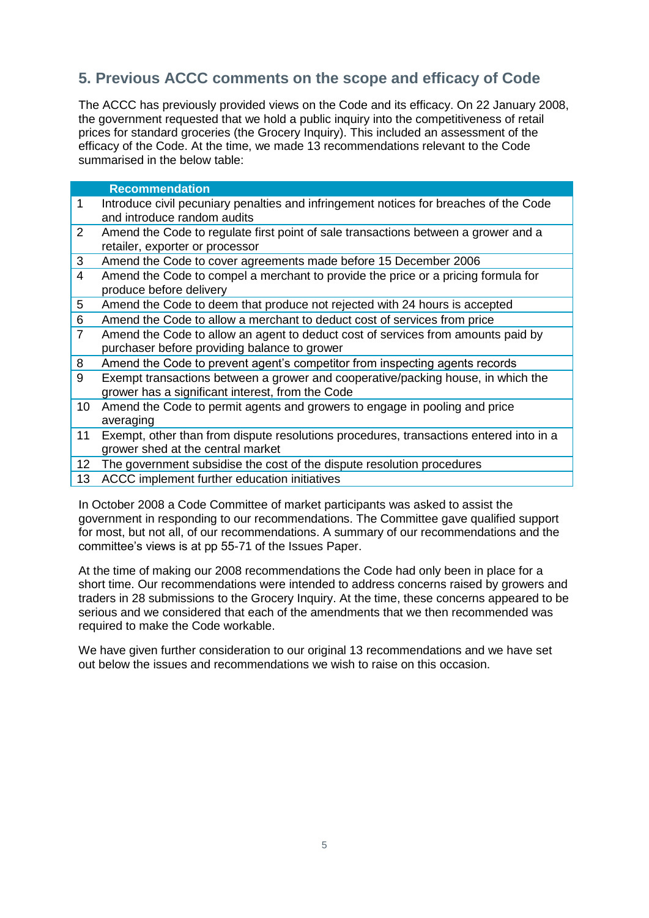## 5. Previous ACCC comments on the scope and efficacy of Code

The ACCC has previously provided views on the Code and its efficacy. On 22 January 2008, the government requested that we hold a public inquiry into the competitiveness of retail prices for standard groceries (the Grocery Inquiry). This included an assessment of the efficacy of the Code. At the time, we made 13 recommendations relevant to the Code summarised in the below table:

| | Recommendation |
|---|---|
| 1 | Introduce civil pecuniary penalties and infringement notices for breaches of the Code and introduce random audits |
| 2 | Amend the Code to regulate first point of sale transactions between a grower and a retailer, exporter or processor |
| 3 | Amend the Code to cover agreements made before 15 December 2006 |
| 4 | Amend the Code to compel a merchant to provide the price or a pricing formula for produce before delivery |
| 5 | Amend the Code to deem that produce not rejected with 24 hours is accepted |
| 6 | Amend the Code to allow a merchant to deduct cost of services from price |
| 7 | Amend the Code to allow an agent to deduct cost of services from amounts paid by purchaser before providing balance to grower |
| 8 | Amend the Code to prevent agent's competitor from inspecting agents records |
| 9 | Exempt transactions between a grower and cooperative/packing house, in which the grower has a significant interest, from the Code |
| 10 | Amend the Code to permit agents and growers to engage in pooling and price averaging |
| 11 | Exempt, other than from dispute resolutions procedures, transactions entered into in a grower shed at the central market |
| 12 | The government subsidise the cost of the dispute resolution procedures |
| 13 | ACCC implement further education initiatives |

In October 2008 a Code Committee of market participants was asked to assist the government in responding to our recommendations. The Committee gave qualified support for most, but not all, of our recommendations. A summary of our recommendations and the committee's views is at pp 55-71 of the Issues Paper.

At the time of making our 2008 recommendations the Code had only been in place for a short time. Our recommendations were intended to address concerns raised by growers and traders in 28 submissions to the Grocery Inquiry. At the time, these concerns appeared to be serious and we considered that each of the amendments that we then recommended was required to make the Code workable.

We have given further consideration to our original 13 recommendations and we have set out below the issues and recommendations we wish to raise on this occasion.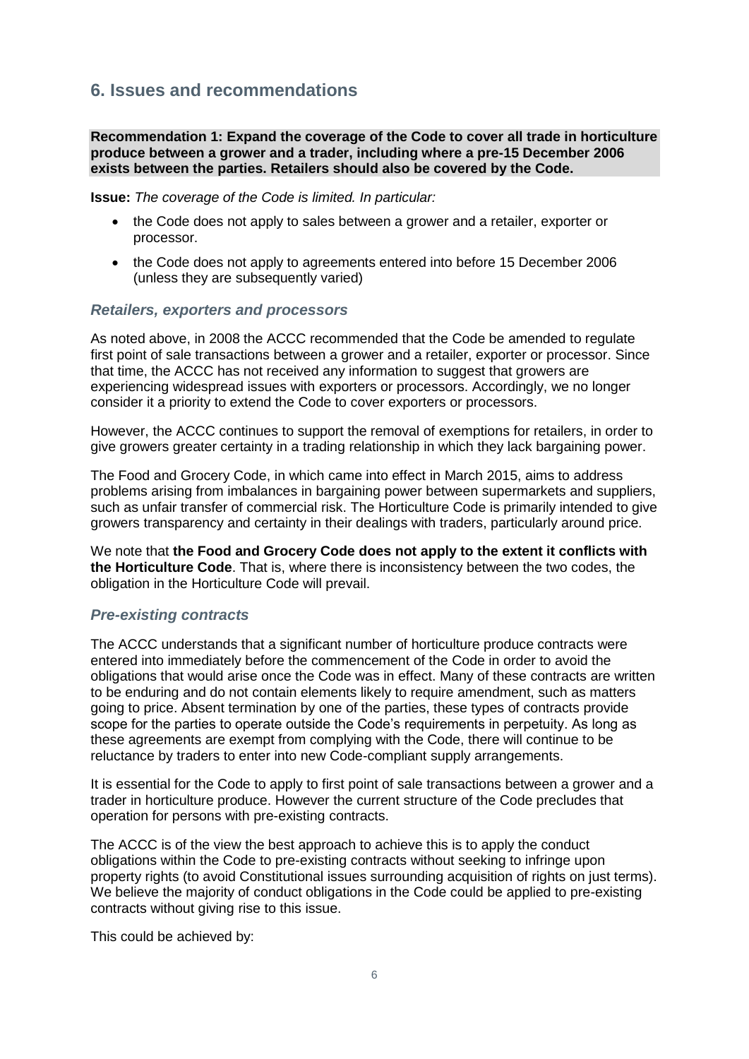## 6. Issues and recommendations

**Recommendation 1: Expand the coverage of the Code to cover all trade in horticulture produce between a grower and a trader, including where a pre-15 December 2006 exists between the parties. Retailers should also be covered by the Code.**

**Issue:** *The coverage of the Code is limited. In particular:*

- the Code does not apply to sales between a grower and a retailer, exporter or processor.
- the Code does not apply to agreements entered into before 15 December 2006 (unless they are subsequently varied)

### *Retailers, exporters and processors*

As noted above, in 2008 the ACCC recommended that the Code be amended to regulate first point of sale transactions between a grower and a retailer, exporter or processor. Since that time, the ACCC has not received any information to suggest that growers are experiencing widespread issues with exporters or processors. Accordingly, we no longer consider it a priority to extend the Code to cover exporters or processors.

However, the ACCC continues to support the removal of exemptions for retailers, in order to give growers greater certainty in a trading relationship in which they lack bargaining power.

The Food and Grocery Code, in which came into effect in March 2015, aims to address problems arising from imbalances in bargaining power between supermarkets and suppliers, such as unfair transfer of commercial risk. The Horticulture Code is primarily intended to give growers transparency and certainty in their dealings with traders, particularly around price.

We note that **the Food and Grocery Code does not apply to the extent it conflicts with the Horticulture Code**. That is, where there is inconsistency between the two codes, the obligation in the Horticulture Code will prevail.

### *Pre-existing contracts*

The ACCC understands that a significant number of horticulture produce contracts were entered into immediately before the commencement of the Code in order to avoid the obligations that would arise once the Code was in effect. Many of these contracts are written to be enduring and do not contain elements likely to require amendment, such as matters going to price. Absent termination by one of the parties, these types of contracts provide scope for the parties to operate outside the Code's requirements in perpetuity. As long as these agreements are exempt from complying with the Code, there will continue to be reluctance by traders to enter into new Code-compliant supply arrangements.

It is essential for the Code to apply to first point of sale transactions between a grower and a trader in horticulture produce. However the current structure of the Code precludes that operation for persons with pre-existing contracts.

The ACCC is of the view the best approach to achieve this is to apply the conduct obligations within the Code to pre-existing contracts without seeking to infringe upon property rights (to avoid Constitutional issues surrounding acquisition of rights on just terms). We believe the majority of conduct obligations in the Code could be applied to pre-existing contracts without giving rise to this issue.

This could be achieved by: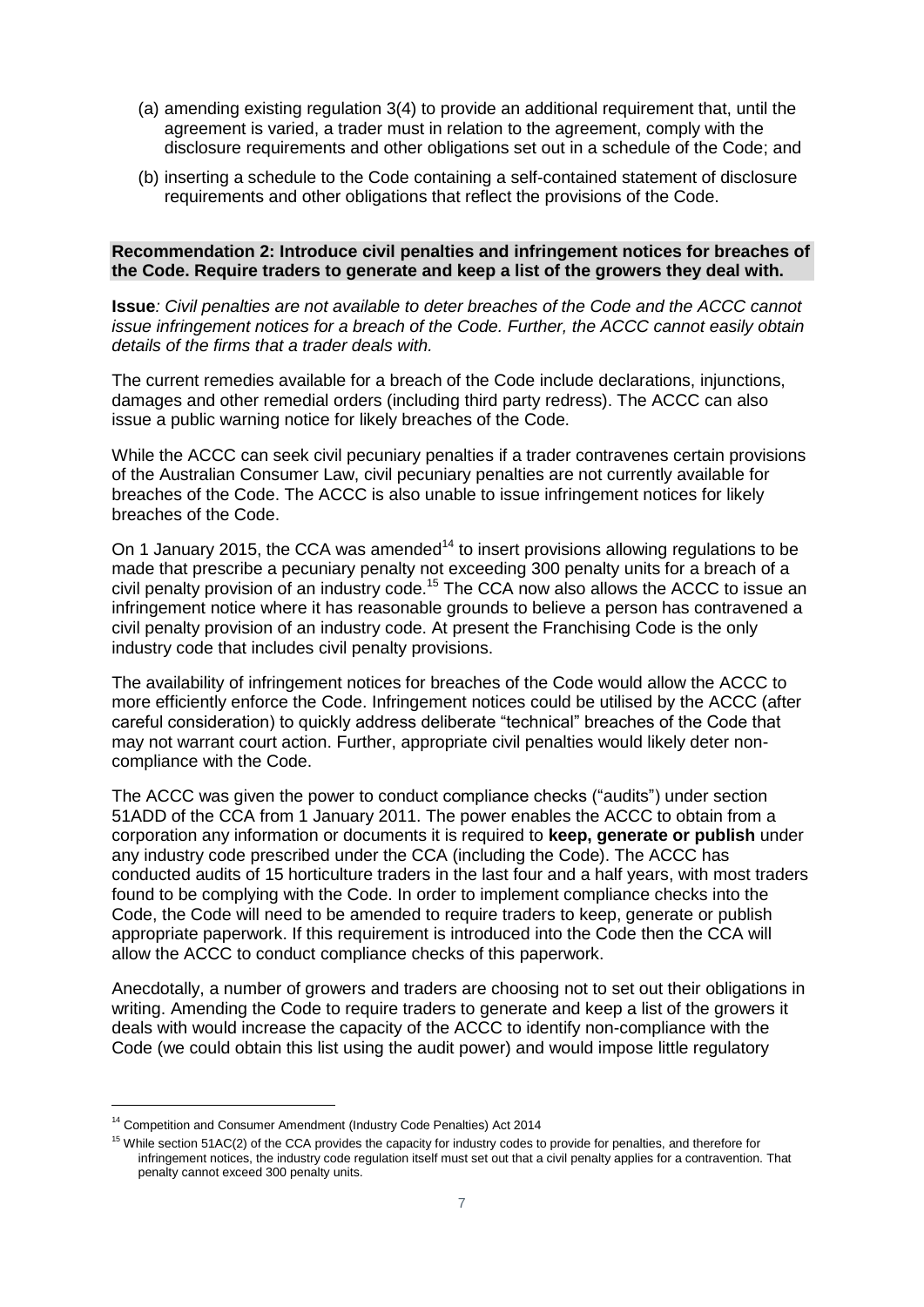(a) amending existing regulation 3(4) to provide an additional requirement that, until the agreement is varied, a trader must in relation to the agreement, comply with the disclosure requirements and other obligations set out in a schedule of the Code; and

(b) inserting a schedule to the Code containing a self-contained statement of disclosure requirements and other obligations that reflect the provisions of the Code.

**Recommendation 2: Introduce civil penalties and infringement notices for breaches of the Code. Require traders to generate and keep a list of the growers they deal with.**

**Issue***: Civil penalties are not available to deter breaches of the Code and the ACCC cannot issue infringement notices for a breach of the Code. Further, the ACCC cannot easily obtain details of the firms that a trader deals with.*

The current remedies available for a breach of the Code include declarations, injunctions, damages and other remedial orders (including third party redress). The ACCC can also issue a public warning notice for likely breaches of the Code.

While the ACCC can seek civil pecuniary penalties if a trader contravenes certain provisions of the Australian Consumer Law, civil pecuniary penalties are not currently available for breaches of the Code. The ACCC is also unable to issue infringement notices for likely breaches of the Code.

On 1 January 2015, the CCA was amended[14] to insert provisions allowing regulations to be made that prescribe a pecuniary penalty not exceeding 300 penalty units for a breach of a civil penalty provision of an industry code.[15] The CCA now also allows the ACCC to issue an infringement notice where it has reasonable grounds to believe a person has contravened a civil penalty provision of an industry code. At present the Franchising Code is the only industry code that includes civil penalty provisions.

The availability of infringement notices for breaches of the Code would allow the ACCC to more efficiently enforce the Code. Infringement notices could be utilised by the ACCC (after careful consideration) to quickly address deliberate "technical" breaches of the Code that may not warrant court action. Further, appropriate civil penalties would likely deter non-compliance with the Code.

The ACCC was given the power to conduct compliance checks ("audits") under section 51ADD of the CCA from 1 January 2011. The power enables the ACCC to obtain from a corporation any information or documents it is required to **keep, generate or publish** under any industry code prescribed under the CCA (including the Code). The ACCC has conducted audits of 15 horticulture traders in the last four and a half years, with most traders found to be complying with the Code. In order to implement compliance checks into the Code, the Code will need to be amended to require traders to keep, generate or publish appropriate paperwork. If this requirement is introduced into the Code then the CCA will allow the ACCC to conduct compliance checks of this paperwork.

Anecdotally, a number of growers and traders are choosing not to set out their obligations in writing. Amending the Code to require traders to generate and keep a list of the growers it deals with would increase the capacity of the ACCC to identify non-compliance with the Code (we could obtain this list using the audit power) and would impose little regulatory

---

[14] Competition and Consumer Amendment (Industry Code Penalties) Act 2014

[15] While section 51AC(2) of the CCA provides the capacity for industry codes to provide for penalties, and therefore for infringement notices, the industry code regulation itself must set out that a civil penalty applies for a contravention. That penalty cannot exceed 300 penalty units.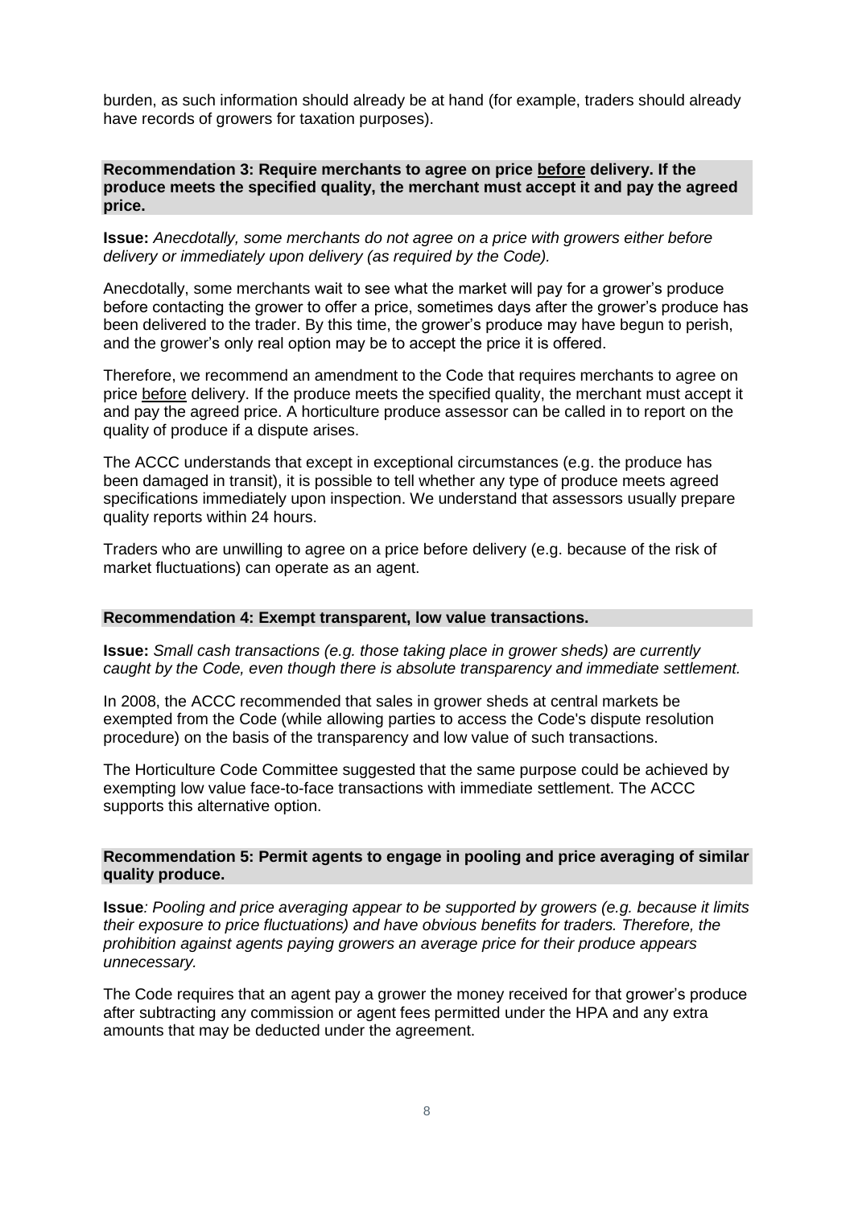burden, as such information should already be at hand (for example, traders should already have records of growers for taxation purposes).

### Recommendation 3: Require merchants to agree on price before delivery. If the produce meets the specified quality, the merchant must accept it and pay the agreed price.

**Issue:** *Anecdotally, some merchants do not agree on a price with growers either before delivery or immediately upon delivery (as required by the Code).*

Anecdotally, some merchants wait to see what the market will pay for a grower's produce before contacting the grower to offer a price, sometimes days after the grower's produce has been delivered to the trader. By this time, the grower's produce may have begun to perish, and the grower's only real option may be to accept the price it is offered.

Therefore, we recommend an amendment to the Code that requires merchants to agree on price before delivery. If the produce meets the specified quality, the merchant must accept it and pay the agreed price. A horticulture produce assessor can be called in to report on the quality of produce if a dispute arises.

The ACCC understands that except in exceptional circumstances (e.g. the produce has been damaged in transit), it is possible to tell whether any type of produce meets agreed specifications immediately upon inspection. We understand that assessors usually prepare quality reports within 24 hours.

Traders who are unwilling to agree on a price before delivery (e.g. because of the risk of market fluctuations) can operate as an agent.

### Recommendation 4: Exempt transparent, low value transactions.

**Issue:** *Small cash transactions (e.g. those taking place in grower sheds) are currently caught by the Code, even though there is absolute transparency and immediate settlement.*

In 2008, the ACCC recommended that sales in grower sheds at central markets be exempted from the Code (while allowing parties to access the Code's dispute resolution procedure) on the basis of the transparency and low value of such transactions.

The Horticulture Code Committee suggested that the same purpose could be achieved by exempting low value face-to-face transactions with immediate settlement. The ACCC supports this alternative option.

### Recommendation 5: Permit agents to engage in pooling and price averaging of similar quality produce.

**Issue***: Pooling and price averaging appear to be supported by growers (e.g. because it limits their exposure to price fluctuations) and have obvious benefits for traders. Therefore, the prohibition against agents paying growers an average price for their produce appears unnecessary.*

The Code requires that an agent pay a grower the money received for that grower's produce after subtracting any commission or agent fees permitted under the HPA and any extra amounts that may be deducted under the agreement.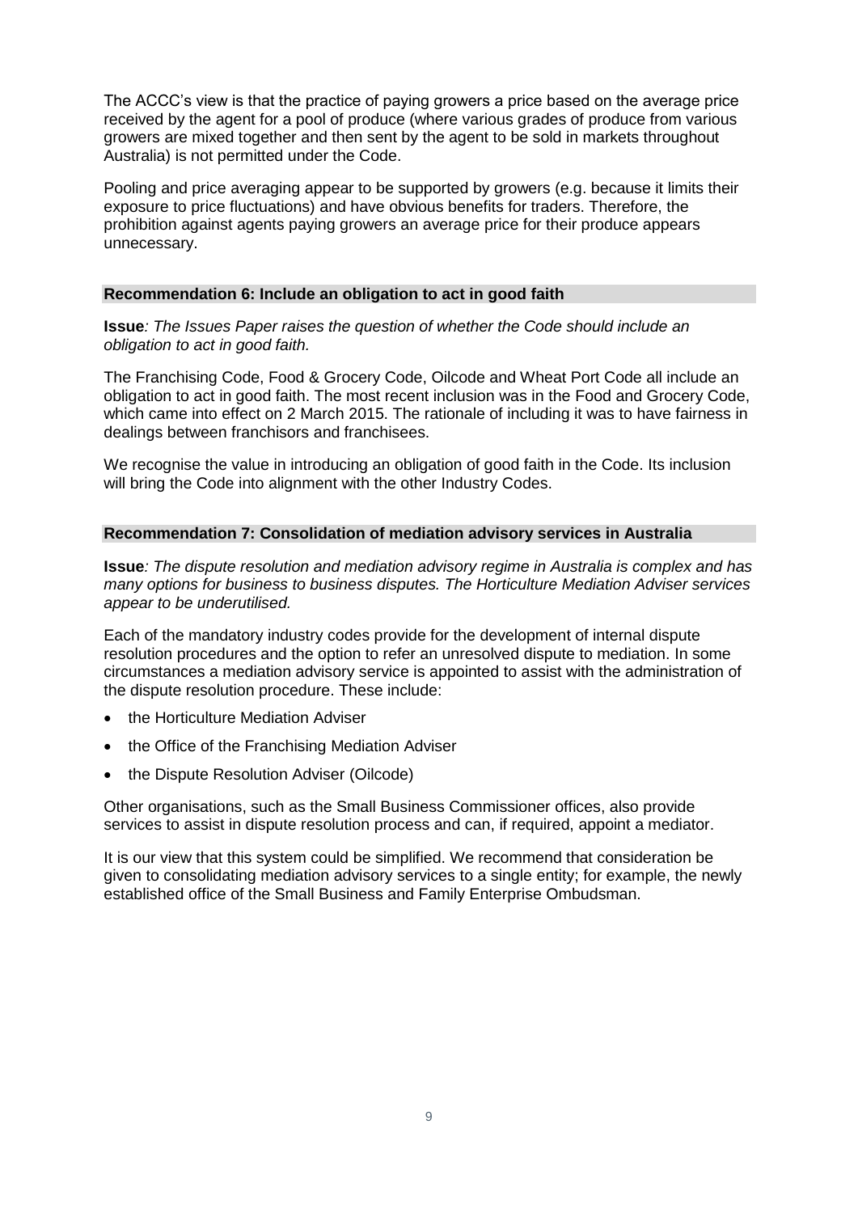The ACCC's view is that the practice of paying growers a price based on the average price received by the agent for a pool of produce (where various grades of produce from various growers are mixed together and then sent by the agent to be sold in markets throughout Australia) is not permitted under the Code.

Pooling and price averaging appear to be supported by growers (e.g. because it limits their exposure to price fluctuations) and have obvious benefits for traders. Therefore, the prohibition against agents paying growers an average price for their produce appears unnecessary.

### Recommendation 6: Include an obligation to act in good faith

**Issue***: The Issues Paper raises the question of whether the Code should include an obligation to act in good faith.*

The Franchising Code, Food & Grocery Code, Oilcode and Wheat Port Code all include an obligation to act in good faith. The most recent inclusion was in the Food and Grocery Code, which came into effect on 2 March 2015. The rationale of including it was to have fairness in dealings between franchisors and franchisees.

We recognise the value in introducing an obligation of good faith in the Code. Its inclusion will bring the Code into alignment with the other Industry Codes.

### Recommendation 7: Consolidation of mediation advisory services in Australia

**Issue***: The dispute resolution and mediation advisory regime in Australia is complex and has many options for business to business disputes. The Horticulture Mediation Adviser services appear to be underutilised.*

Each of the mandatory industry codes provide for the development of internal dispute resolution procedures and the option to refer an unresolved dispute to mediation. In some circumstances a mediation advisory service is appointed to assist with the administration of the dispute resolution procedure. These include:

- the Horticulture Mediation Adviser
- the Office of the Franchising Mediation Adviser
- the Dispute Resolution Adviser (Oilcode)

Other organisations, such as the Small Business Commissioner offices, also provide services to assist in dispute resolution process and can, if required, appoint a mediator.

It is our view that this system could be simplified. We recommend that consideration be given to consolidating mediation advisory services to a single entity; for example, the newly established office of the Small Business and Family Enterprise Ombudsman.